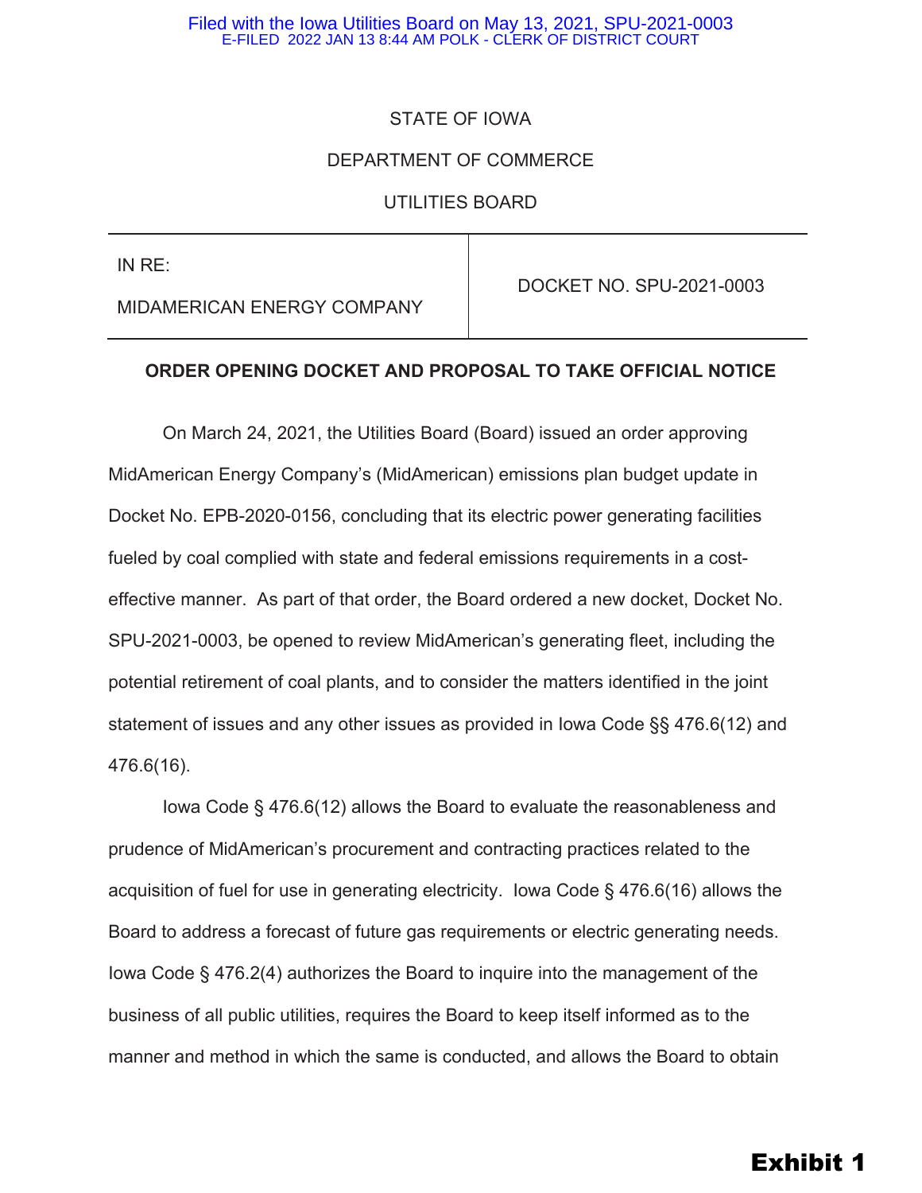STATE OF IOWA

DEPARTMENT OF COMMERCE

UTILITIES BOARD

| IN RE: MIDAMERICAN ENERGY COMPANY | DOCKET NO. SPU-2021-0003 |
|---|---|

**ORDER OPENING DOCKET AND PROPOSAL TO TAKE OFFICIAL NOTICE**

On March 24, 2021, the Utilities Board (Board) issued an order approving MidAmerican Energy Company's (MidAmerican) emissions plan budget update in Docket No. EPB-2020-0156, concluding that its electric power generating facilities fueled by coal complied with state and federal emissions requirements in a cost-effective manner. As part of that order, the Board ordered a new docket, Docket No. SPU-2021-0003, be opened to review MidAmerican's generating fleet, including the potential retirement of coal plants, and to consider the matters identified in the joint statement of issues and any other issues as provided in Iowa Code §§ 476.6(12) and 476.6(16).

Iowa Code § 476.6(12) allows the Board to evaluate the reasonableness and prudence of MidAmerican's procurement and contracting practices related to the acquisition of fuel for use in generating electricity. Iowa Code § 476.6(16) allows the Board to address a forecast of future gas requirements or electric generating needs. Iowa Code § 476.2(4) authorizes the Board to inquire into the management of the business of all public utilities, requires the Board to keep itself informed as to the manner and method in which the same is conducted, and allows the Board to obtain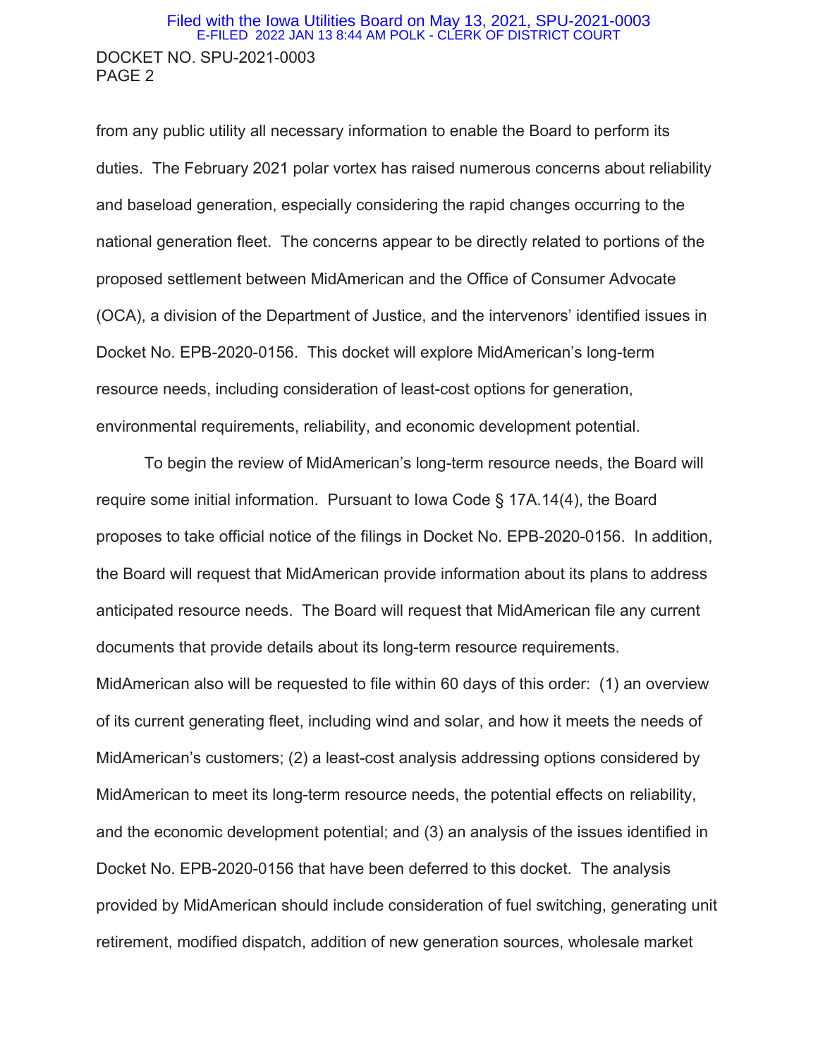from any public utility all necessary information to enable the Board to perform its duties. The February 2021 polar vortex has raised numerous concerns about reliability and baseload generation, especially considering the rapid changes occurring to the national generation fleet. The concerns appear to be directly related to portions of the proposed settlement between MidAmerican and the Office of Consumer Advocate (OCA), a division of the Department of Justice, and the intervenors' identified issues in Docket No. EPB-2020-0156. This docket will explore MidAmerican's long-term resource needs, including consideration of least-cost options for generation, environmental requirements, reliability, and economic development potential.

To begin the review of MidAmerican's long-term resource needs, the Board will require some initial information. Pursuant to Iowa Code § 17A.14(4), the Board proposes to take official notice of the filings in Docket No. EPB-2020-0156. In addition, the Board will request that MidAmerican provide information about its plans to address anticipated resource needs. The Board will request that MidAmerican file any current documents that provide details about its long-term resource requirements. MidAmerican also will be requested to file within 60 days of this order: (1) an overview of its current generating fleet, including wind and solar, and how it meets the needs of MidAmerican's customers; (2) a least-cost analysis addressing options considered by MidAmerican to meet its long-term resource needs, the potential effects on reliability, and the economic development potential; and (3) an analysis of the issues identified in Docket No. EPB-2020-0156 that have been deferred to this docket. The analysis provided by MidAmerican should include consideration of fuel switching, generating unit retirement, modified dispatch, addition of new generation sources, wholesale market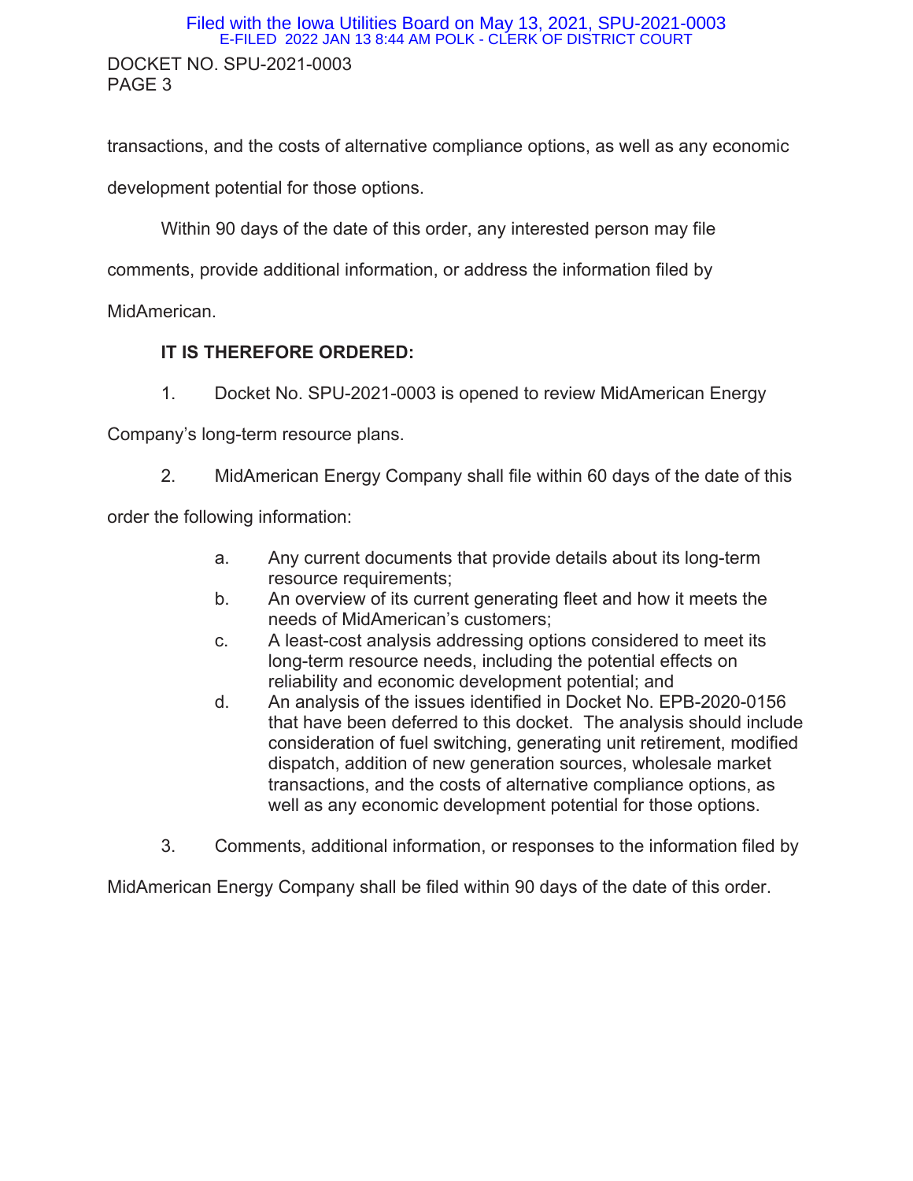transactions, and the costs of alternative compliance options, as well as any economic development potential for those options.

Within 90 days of the date of this order, any interested person may file comments, provide additional information, or address the information filed by MidAmerican.

**IT IS THEREFORE ORDERED:**

1. Docket No. SPU-2021-0003 is opened to review MidAmerican Energy Company's long-term resource plans.

2. MidAmerican Energy Company shall file within 60 days of the date of this order the following information:

   a. Any current documents that provide details about its long-term resource requirements;
   b. An overview of its current generating fleet and how it meets the needs of MidAmerican's customers;
   c. A least-cost analysis addressing options considered to meet its long-term resource needs, including the potential effects on reliability and economic development potential; and
   d. An analysis of the issues identified in Docket No. EPB-2020-0156 that have been deferred to this docket. The analysis should include consideration of fuel switching, generating unit retirement, modified dispatch, addition of new generation sources, wholesale market transactions, and the costs of alternative compliance options, as well as any economic development potential for those options.

3. Comments, additional information, or responses to the information filed by MidAmerican Energy Company shall be filed within 90 days of the date of this order.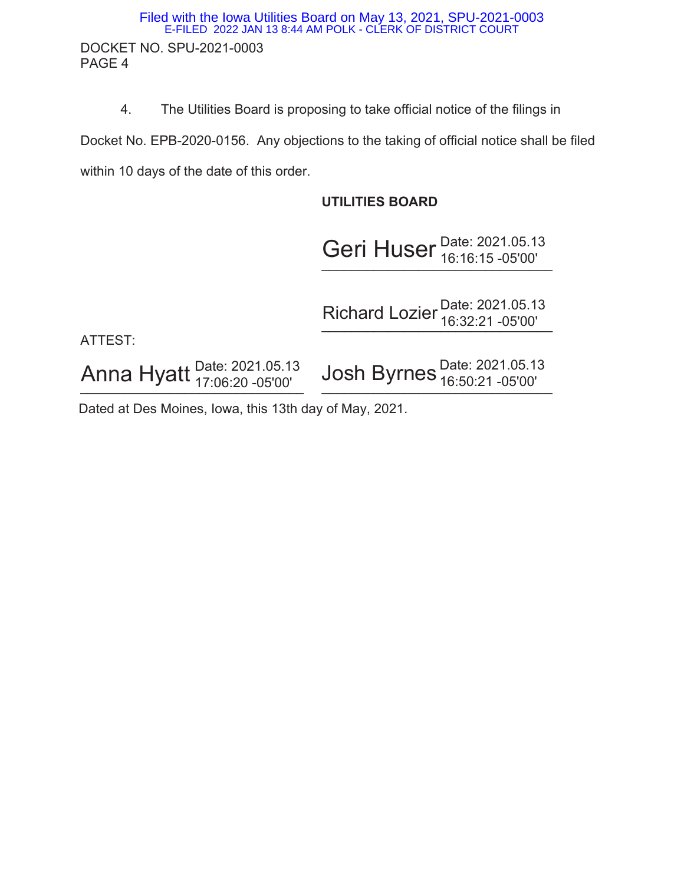4. The Utilities Board is proposing to take official notice of the filings in Docket No. EPB-2020-0156. Any objections to the taking of official notice shall be filed within 10 days of the date of this order.

**UTILITIES BOARD**

Geri Huser Date: 2021.05.13 16:16:15 -05'00'

Richard Lozier Date: 2021.05.13 16:32:21 -05'00'

ATTEST:

Anna Hyatt Date: 2021.05.13 17:06:20 -05'00'

Josh Byrnes Date: 2021.05.13 16:50:21 -05'00'

Dated at Des Moines, Iowa, this 13th day of May, 2021.